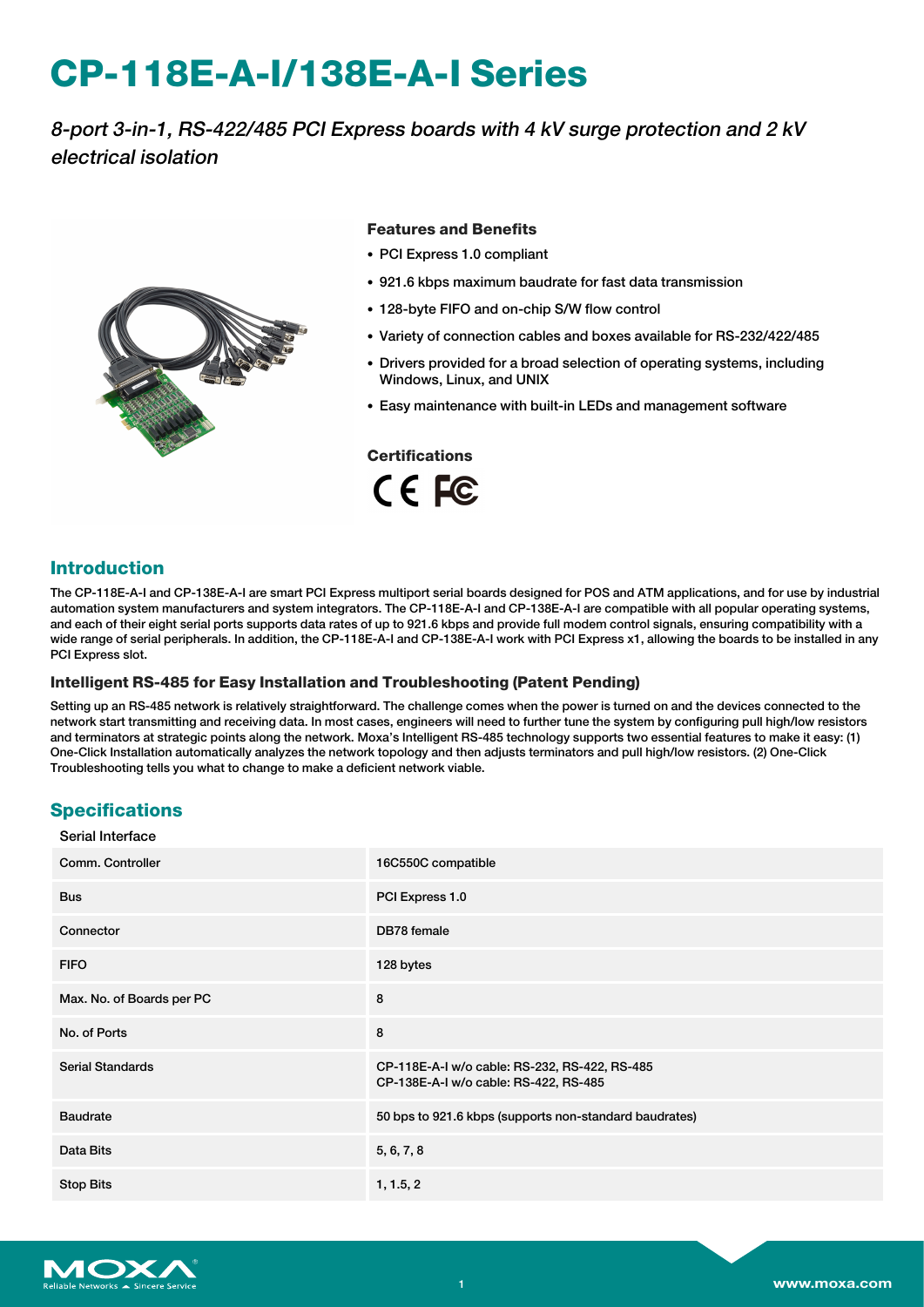# CP-118E-A-I/138E-A-I Series

*8-port 3-in-1, RS-422/485 PCI Express boards with 4 kV surge protection and 2 kV electrical isolation*

### Features and Benefits

- PCI Express 1.0 compliant
- 921.6 kbps maximum baudrate for fast data transmission
- 128-byte FIFO and on-chip S/W flow control
- Variety of connection cables and boxes available for RS-232/422/485
- Drivers provided for a broad selection of operating systems, including Windows, Linux, and UNIX
- Easy maintenance with built-in LEDs and management software

### Certifications

## Introduction

The CP-118E-A-I and CP-138E-A-I are smart PCI Express multiport serial boards designed for POS and ATM applications, and for use by industrial automation system manufacturers and system integrators. The CP-118E-A-I and CP-138E-A-I are compatible with all popular operating systems, and each of their eight serial ports supports data rates of up to 921.6 kbps and provide full modem control signals, ensuring compatibility with a wide range of serial peripherals. In addition, the CP-118E-A-I and CP-138E-A-I work with PCI Express x1, allowing the boards to be installed in any PCI Express slot.

### Intelligent RS-485 for Easy Installation and Troubleshooting (Patent Pending)

Setting up an RS-485 network is relatively straightforward. The challenge comes when the power is turned on and the devices connected to the network start transmitting and receiving data. In most cases, engineers will need to further tune the system by configuring pull high/low resistors and terminators at strategic points along the network. Moxa's Intelligent RS-485 technology supports two essential features to make it easy: (1) One-Click Installation automatically analyzes the network topology and then adjusts terminators and pull high/low resistors. (2) One-Click Troubleshooting tells you what to change to make a deficient network viable.

## Specifications

Serial Interface

| | |
|---|---|
| Comm. Controller | 16C550C compatible |
| Bus | PCI Express 1.0 |
| Connector | DB78 female |
| FIFO | 128 bytes |
| Max. No. of Boards per PC | 8 |
| No. of Ports | 8 |
| Serial Standards | CP-118E-A-I w/o cable: RS-232, RS-422, RS-485<br>CP-138E-A-I w/o cable: RS-422, RS-485 |
| Baudrate | 50 bps to 921.6 kbps (supports non-standard baudrates) |
| Data Bits | 5, 6, 7, 8 |
| Stop Bits | 1, 1.5, 2 |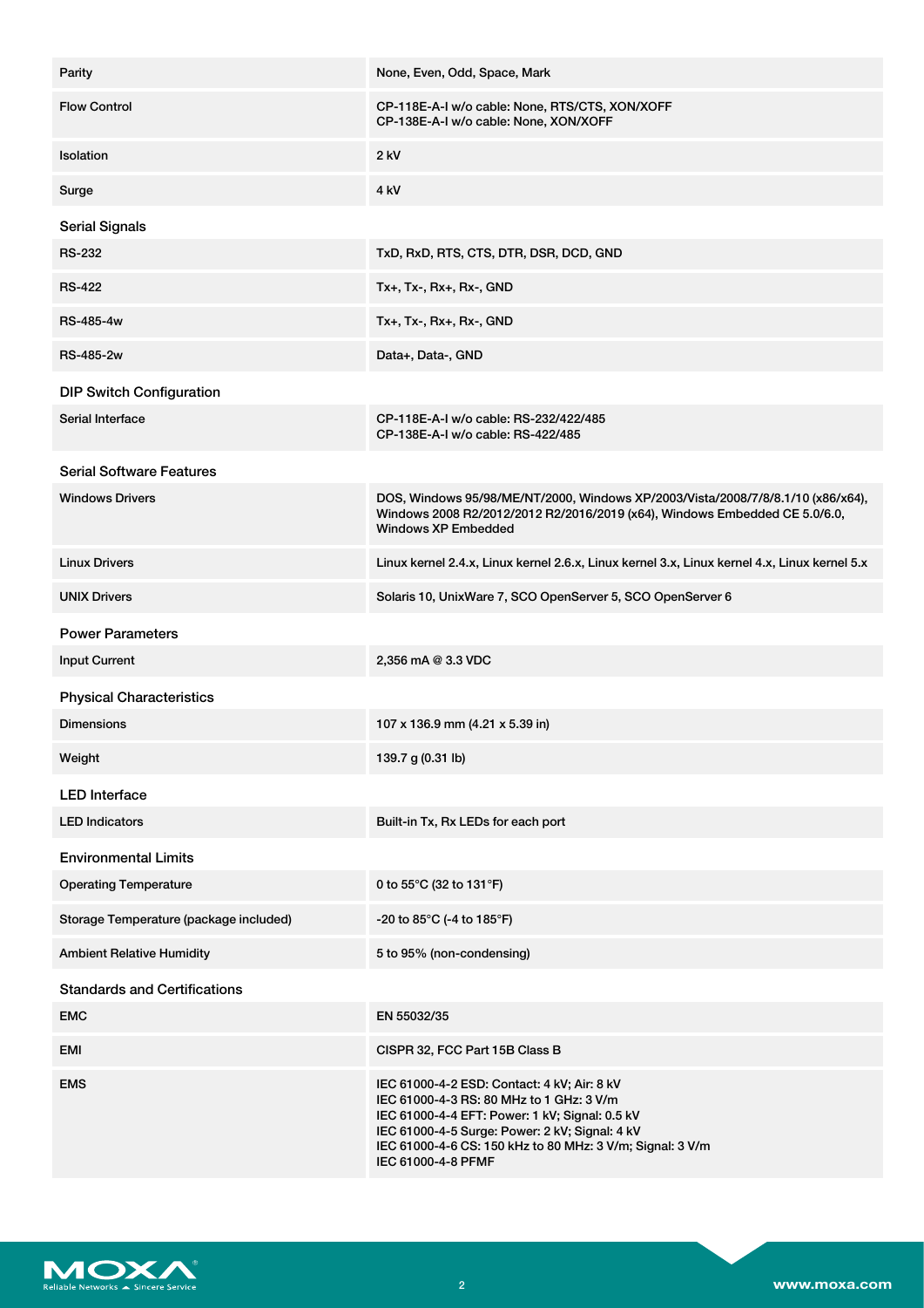| | |
|---|---|
| Parity | None, Even, Odd, Space, Mark |
| Flow Control | CP-118E-A-I w/o cable: None, RTS/CTS, XON/XOFF<br>CP-138E-A-I w/o cable: None, XON/XOFF |
| Isolation | 2 kV |
| Surge | 4 kV |

### Serial Signals

| | |
|---|---|
| RS-232 | TxD, RxD, RTS, CTS, DTR, DSR, DCD, GND |
| RS-422 | Tx+, Tx-, Rx+, Rx-, GND |
| RS-485-4w | Tx+, Tx-, Rx+, Rx-, GND |
| RS-485-2w | Data+, Data-, GND |

### DIP Switch Configuration

| | |
|---|---|
| Serial Interface | CP-118E-A-I w/o cable: RS-232/422/485<br>CP-138E-A-I w/o cable: RS-422/485 |

### Serial Software Features

| | |
|---|---|
| Windows Drivers | DOS, Windows 95/98/ME/NT/2000, Windows XP/2003/Vista/2008/7/8/8.1/10 (x86/x64), Windows 2008 R2/2012/2012 R2/2016/2019 (x64), Windows Embedded CE 5.0/6.0, Windows XP Embedded |
| Linux Drivers | Linux kernel 2.4.x, Linux kernel 2.6.x, Linux kernel 3.x, Linux kernel 4.x, Linux kernel 5.x |
| UNIX Drivers | Solaris 10, UnixWare 7, SCO OpenServer 5, SCO OpenServer 6 |

### Power Parameters

| | |
|---|---|
| Input Current | 2,356 mA @ 3.3 VDC |

### Physical Characteristics

| | |
|---|---|
| Dimensions | 107 x 136.9 mm (4.21 x 5.39 in) |
| Weight | 139.7 g (0.31 lb) |

### LED Interface

| | |
|---|---|
| LED Indicators | Built-in Tx, Rx LEDs for each port |

### Environmental Limits

| | |
|---|---|
| Operating Temperature | 0 to 55°C (32 to 131°F) |
| Storage Temperature (package included) | -20 to 85°C (-4 to 185°F) |
| Ambient Relative Humidity | 5 to 95% (non-condensing) |

### Standards and Certifications

| | |
|---|---|
| EMC | EN 55032/35 |
| EMI | CISPR 32, FCC Part 15B Class B |
| EMS | IEC 61000-4-2 ESD: Contact: 4 kV; Air: 8 kV<br>IEC 61000-4-3 RS: 80 MHz to 1 GHz: 3 V/m<br>IEC 61000-4-4 EFT: Power: 1 kV; Signal: 0.5 kV<br>IEC 61000-4-5 Surge: Power: 2 kV; Signal: 4 kV<br>IEC 61000-4-6 CS: 150 kHz to 80 MHz: 3 V/m; Signal: 3 V/m<br>IEC 61000-4-8 PFMF |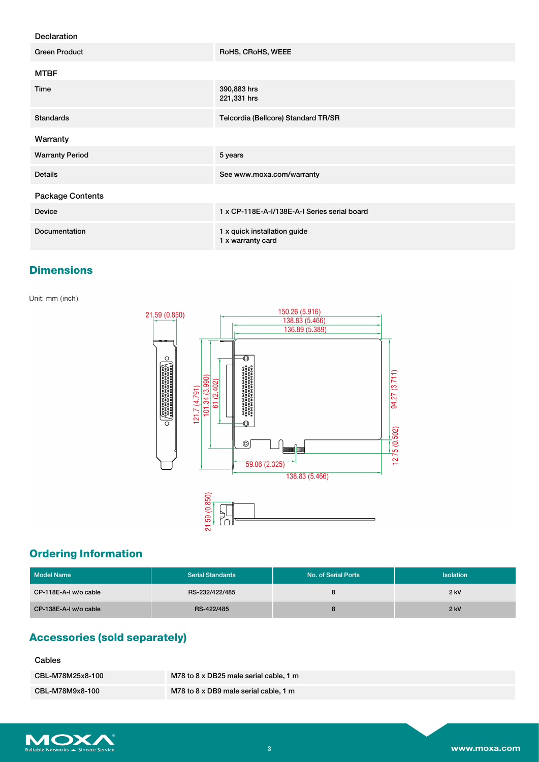| Declaration | |
|---|---|
| Green Product | RoHS, CRoHS, WEEE |

| MTBF | |
|---|---|
| Time | 390,883 hrs<br>221,331 hrs |
| Standards | Telcordia (Bellcore) Standard TR/SR |

| Warranty | |
|---|---|
| Warranty Period | 5 years |
| Details | See www.moxa.com/warranty |

| Package Contents | |
|---|---|
| Device | 1 x CP-118E-A-I/138E-A-I Series serial board |
| Documentation | 1 x quick installation guide<br>1 x warranty card |

## Dimensions

Unit: mm (inch)

21.59 (0.850)
150.26 (5.916)
138.83 (5.466)
136.89 (5.389)
121.7 (4.791)
101.34 (3.990)
61 (2.402)
94.27 (3.711)
12.75 (0.502)
59.06 (2.325)
138.83 (5.466)
21.59 (0.850)

## Ordering Information

| Model Name | Serial Standards | No. of Serial Ports | Isolation |
|---|---|---|---|
| CP-118E-A-I w/o cable | RS-232/422/485 | 8 | 2 kV |
| CP-138E-A-I w/o cable | RS-422/485 | 8 | 2 kV |

## Accessories (sold separately)

| Cables | |
|---|---|
| CBL-M78M25x8-100 | M78 to 8 x DB25 male serial cable, 1 m |
| CBL-M78M9x8-100 | M78 to 8 x DB9 male serial cable, 1 m |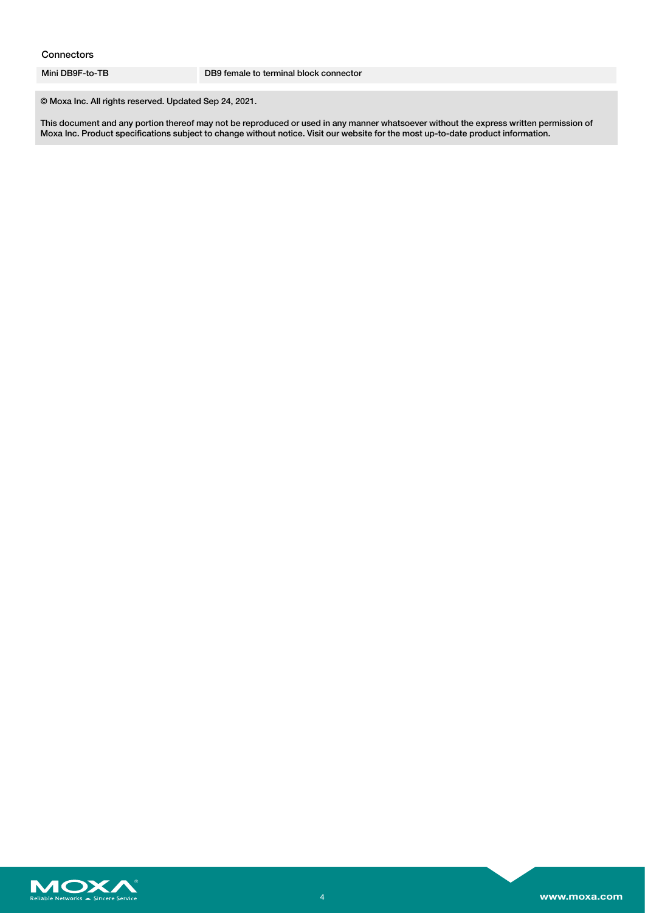### Connectors

| | |
|---|---|
| Mini DB9F-to-TB | DB9 female to terminal block connector |

© Moxa Inc. All rights reserved. Updated Sep 24, 2021.

This document and any portion thereof may not be reproduced or used in any manner whatsoever without the express written permission of Moxa Inc. Product specifications subject to change without notice. Visit our website for the most up-to-date product information.